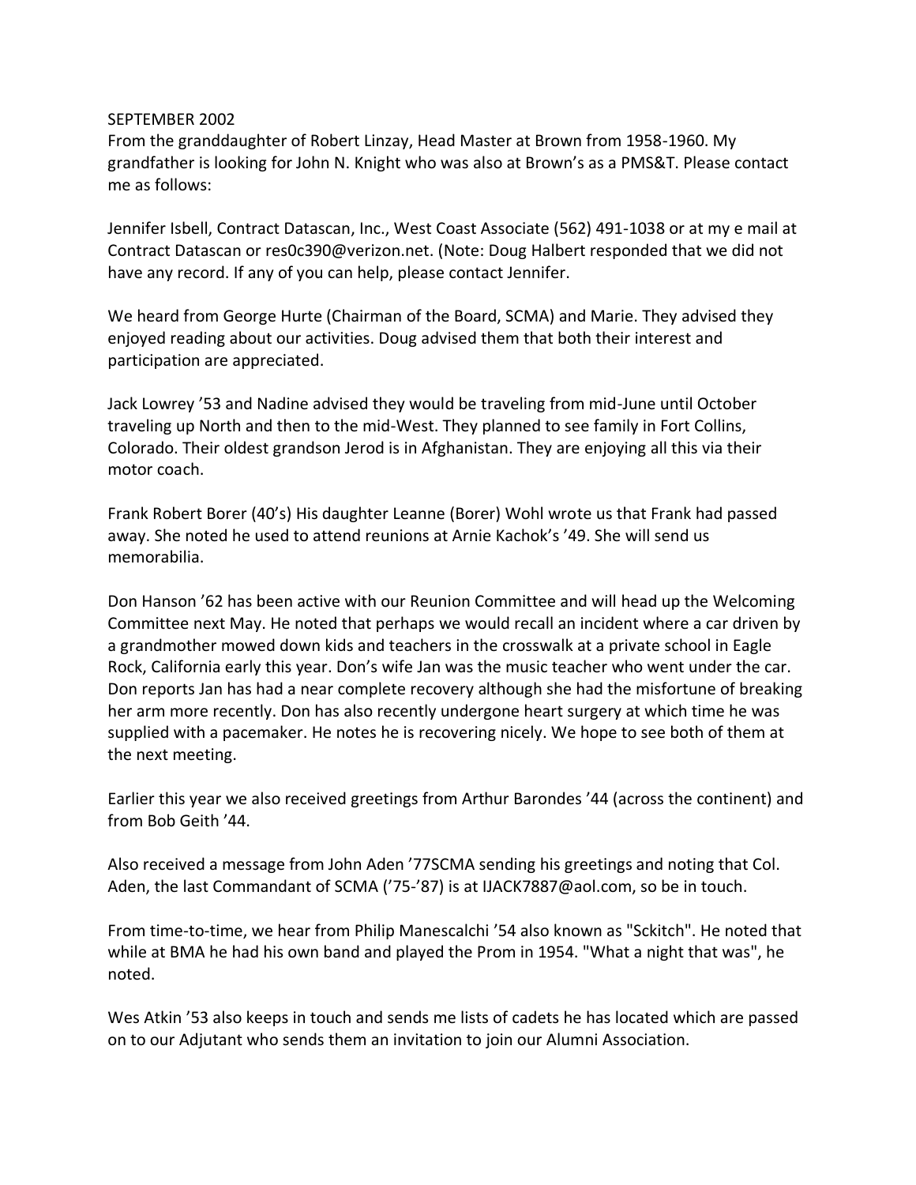SEPTEMBER 2002

From the granddaughter of Robert Linzay, Head Master at Brown from 1958-1960. My grandfather is looking for John N. Knight who was also at Brown's as a PMS&T. Please contact me as follows:

Jennifer Isbell, Contract Datascan, Inc., West Coast Associate (562) 491-1038 or at my e mail at Contract Datascan or res0c390@verizon.net. (Note: Doug Halbert responded that we did not have any record. If any of you can help, please contact Jennifer.

We heard from George Hurte (Chairman of the Board, SCMA) and Marie. They advised they enjoyed reading about our activities. Doug advised them that both their interest and participation are appreciated.

Jack Lowrey '53 and Nadine advised they would be traveling from mid-June until October traveling up North and then to the mid-West. They planned to see family in Fort Collins, Colorado. Their oldest grandson Jerod is in Afghanistan. They are enjoying all this via their motor coach.

Frank Robert Borer (40's) His daughter Leanne (Borer) Wohl wrote us that Frank had passed away. She noted he used to attend reunions at Arnie Kachok's '49. She will send us memorabilia.

Don Hanson '62 has been active with our Reunion Committee and will head up the Welcoming Committee next May. He noted that perhaps we would recall an incident where a car driven by a grandmother mowed down kids and teachers in the crosswalk at a private school in Eagle Rock, California early this year. Don's wife Jan was the music teacher who went under the car. Don reports Jan has had a near complete recovery although she had the misfortune of breaking her arm more recently. Don has also recently undergone heart surgery at which time he was supplied with a pacemaker. He notes he is recovering nicely. We hope to see both of them at the next meeting.

Earlier this year we also received greetings from Arthur Barondes '44 (across the continent) and from Bob Geith '44.

Also received a message from John Aden '77SCMA sending his greetings and noting that Col. Aden, the last Commandant of SCMA ('75-'87) is at IJACK7887@aol.com, so be in touch.

From time-to-time, we hear from Philip Manescalchi '54 also known as "Sckitch". He noted that while at BMA he had his own band and played the Prom in 1954. "What a night that was", he noted.

Wes Atkin '53 also keeps in touch and sends me lists of cadets he has located which are passed on to our Adjutant who sends them an invitation to join our Alumni Association.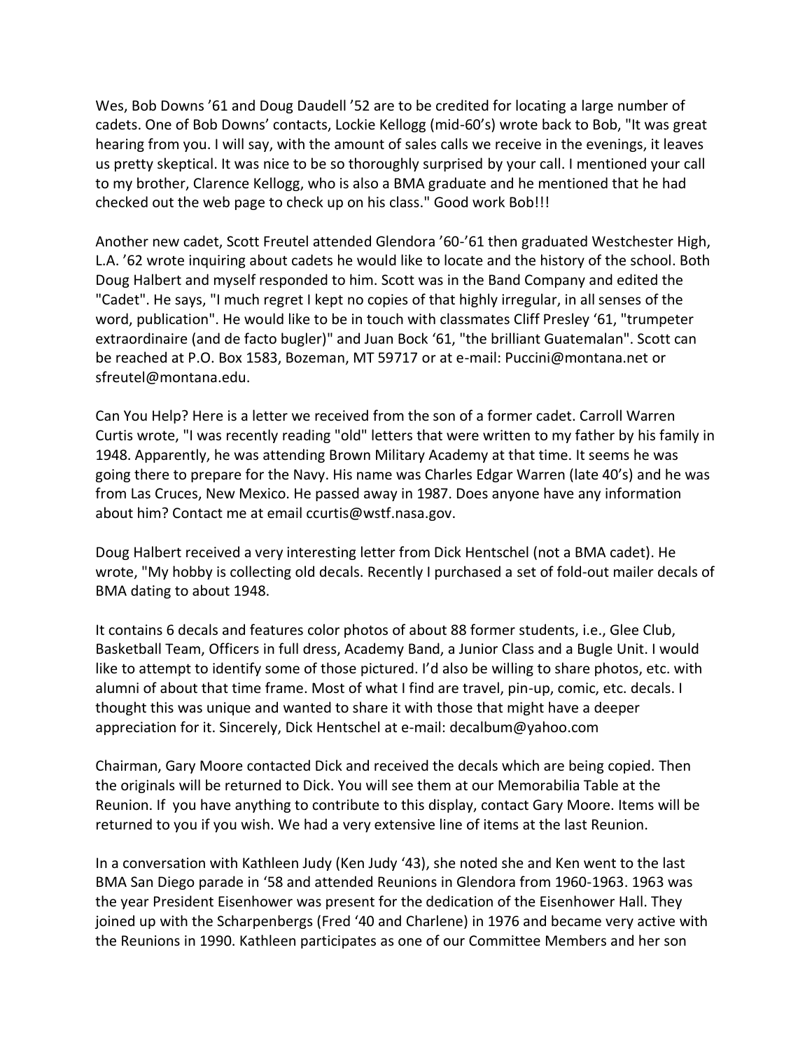Wes, Bob Downs '61 and Doug Daudell '52 are to be credited for locating a large number of cadets. One of Bob Downs' contacts, Lockie Kellogg (mid-60's) wrote back to Bob, "It was great hearing from you. I will say, with the amount of sales calls we receive in the evenings, it leaves us pretty skeptical. It was nice to be so thoroughly surprised by your call. I mentioned your call to my brother, Clarence Kellogg, who is also a BMA graduate and he mentioned that he had checked out the web page to check up on his class." Good work Bob!!!

Another new cadet, Scott Freutel attended Glendora '60-'61 then graduated Westchester High, L.A. '62 wrote inquiring about cadets he would like to locate and the history of the school. Both Doug Halbert and myself responded to him. Scott was in the Band Company and edited the "Cadet". He says, "I much regret I kept no copies of that highly irregular, in all senses of the word, publication". He would like to be in touch with classmates Cliff Presley '61, "trumpeter extraordinaire (and de facto bugler)" and Juan Bock '61, "the brilliant Guatemalan". Scott can be reached at P.O. Box 1583, Bozeman, MT 59717 or at e-mail: Puccini@montana.net or sfreutel@montana.edu.

Can You Help? Here is a letter we received from the son of a former cadet. Carroll Warren Curtis wrote, "I was recently reading "old" letters that were written to my father by his family in 1948. Apparently, he was attending Brown Military Academy at that time. It seems he was going there to prepare for the Navy. His name was Charles Edgar Warren (late 40's) and he was from Las Cruces, New Mexico. He passed away in 1987. Does anyone have any information about him? Contact me at email ccurtis@wstf.nasa.gov.

Doug Halbert received a very interesting letter from Dick Hentschel (not a BMA cadet). He wrote, "My hobby is collecting old decals. Recently I purchased a set of fold-out mailer decals of BMA dating to about 1948.

It contains 6 decals and features color photos of about 88 former students, i.e., Glee Club, Basketball Team, Officers in full dress, Academy Band, a Junior Class and a Bugle Unit. I would like to attempt to identify some of those pictured. I'd also be willing to share photos, etc. with alumni of about that time frame. Most of what I find are travel, pin-up, comic, etc. decals. I thought this was unique and wanted to share it with those that might have a deeper appreciation for it. Sincerely, Dick Hentschel at e-mail: decalbum@yahoo.com

Chairman, Gary Moore contacted Dick and received the decals which are being copied. Then the originals will be returned to Dick. You will see them at our Memorabilia Table at the Reunion. If you have anything to contribute to this display, contact Gary Moore. Items will be returned to you if you wish. We had a very extensive line of items at the last Reunion.

In a conversation with Kathleen Judy (Ken Judy '43), she noted she and Ken went to the last BMA San Diego parade in '58 and attended Reunions in Glendora from 1960-1963. 1963 was the year President Eisenhower was present for the dedication of the Eisenhower Hall. They joined up with the Scharpenbergs (Fred '40 and Charlene) in 1976 and became very active with the Reunions in 1990. Kathleen participates as one of our Committee Members and her son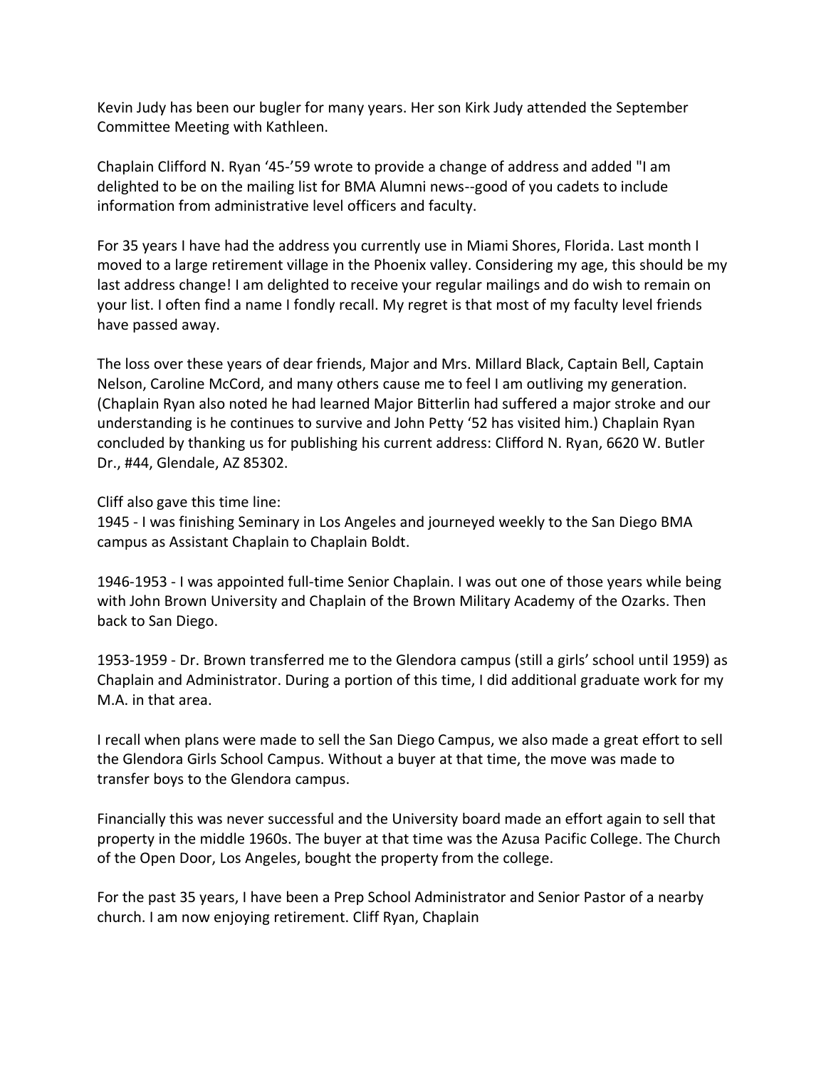Kevin Judy has been our bugler for many years. Her son Kirk Judy attended the September Committee Meeting with Kathleen.

Chaplain Clifford N. Ryan '45-'59 wrote to provide a change of address and added "I am delighted to be on the mailing list for BMA Alumni news--good of you cadets to include information from administrative level officers and faculty.

For 35 years I have had the address you currently use in Miami Shores, Florida. Last month I moved to a large retirement village in the Phoenix valley. Considering my age, this should be my last address change! I am delighted to receive your regular mailings and do wish to remain on your list. I often find a name I fondly recall. My regret is that most of my faculty level friends have passed away.

The loss over these years of dear friends, Major and Mrs. Millard Black, Captain Bell, Captain Nelson, Caroline McCord, and many others cause me to feel I am outliving my generation. (Chaplain Ryan also noted he had learned Major Bitterlin had suffered a major stroke and our understanding is he continues to survive and John Petty '52 has visited him.) Chaplain Ryan concluded by thanking us for publishing his current address: Clifford N. Ryan, 6620 W. Butler Dr., #44, Glendale, AZ 85302.

Cliff also gave this time line:
1945 - I was finishing Seminary in Los Angeles and journeyed weekly to the San Diego BMA campus as Assistant Chaplain to Chaplain Boldt.

1946-1953 - I was appointed full-time Senior Chaplain. I was out one of those years while being with John Brown University and Chaplain of the Brown Military Academy of the Ozarks. Then back to San Diego.

1953-1959 - Dr. Brown transferred me to the Glendora campus (still a girls' school until 1959) as Chaplain and Administrator. During a portion of this time, I did additional graduate work for my M.A. in that area.

I recall when plans were made to sell the San Diego Campus, we also made a great effort to sell the Glendora Girls School Campus. Without a buyer at that time, the move was made to transfer boys to the Glendora campus.

Financially this was never successful and the University board made an effort again to sell that property in the middle 1960s. The buyer at that time was the Azusa Pacific College. The Church of the Open Door, Los Angeles, bought the property from the college.

For the past 35 years, I have been a Prep School Administrator and Senior Pastor of a nearby church. I am now enjoying retirement. Cliff Ryan, Chaplain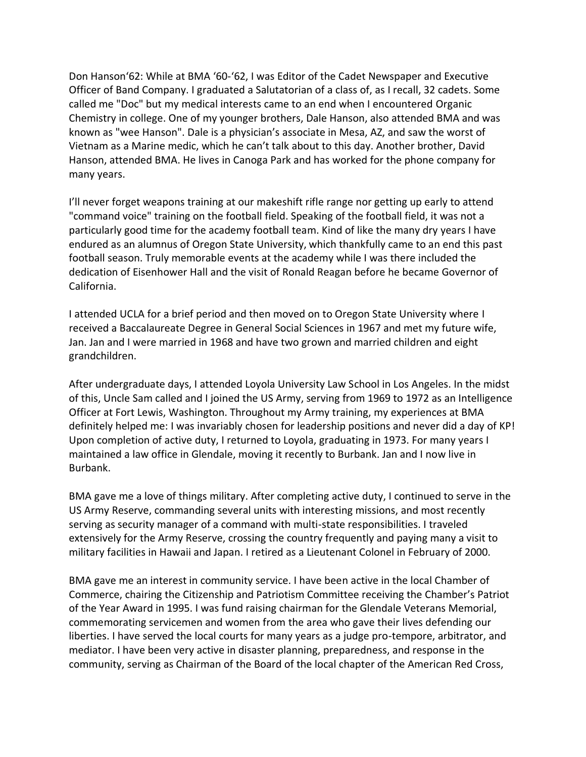Don Hanson'62: While at BMA '60-'62, I was Editor of the Cadet Newspaper and Executive Officer of Band Company. I graduated a Salutatorian of a class of, as I recall, 32 cadets. Some called me "Doc" but my medical interests came to an end when I encountered Organic Chemistry in college. One of my younger brothers, Dale Hanson, also attended BMA and was known as "wee Hanson". Dale is a physician's associate in Mesa, AZ, and saw the worst of Vietnam as a Marine medic, which he can't talk about to this day. Another brother, David Hanson, attended BMA. He lives in Canoga Park and has worked for the phone company for many years.

I'll never forget weapons training at our makeshift rifle range nor getting up early to attend "command voice" training on the football field. Speaking of the football field, it was not a particularly good time for the academy football team. Kind of like the many dry years I have endured as an alumnus of Oregon State University, which thankfully came to an end this past football season. Truly memorable events at the academy while I was there included the dedication of Eisenhower Hall and the visit of Ronald Reagan before he became Governor of California.

I attended UCLA for a brief period and then moved on to Oregon State University where I received a Baccalaureate Degree in General Social Sciences in 1967 and met my future wife, Jan. Jan and I were married in 1968 and have two grown and married children and eight grandchildren.

After undergraduate days, I attended Loyola University Law School in Los Angeles. In the midst of this, Uncle Sam called and I joined the US Army, serving from 1969 to 1972 as an Intelligence Officer at Fort Lewis, Washington. Throughout my Army training, my experiences at BMA definitely helped me: I was invariably chosen for leadership positions and never did a day of KP! Upon completion of active duty, I returned to Loyola, graduating in 1973. For many years I maintained a law office in Glendale, moving it recently to Burbank. Jan and I now live in Burbank.

BMA gave me a love of things military. After completing active duty, I continued to serve in the US Army Reserve, commanding several units with interesting missions, and most recently serving as security manager of a command with multi-state responsibilities. I traveled extensively for the Army Reserve, crossing the country frequently and paying many a visit to military facilities in Hawaii and Japan. I retired as a Lieutenant Colonel in February of 2000.

BMA gave me an interest in community service. I have been active in the local Chamber of Commerce, chairing the Citizenship and Patriotism Committee receiving the Chamber's Patriot of the Year Award in 1995. I was fund raising chairman for the Glendale Veterans Memorial, commemorating servicemen and women from the area who gave their lives defending our liberties. I have served the local courts for many years as a judge pro-tempore, arbitrator, and mediator. I have been very active in disaster planning, preparedness, and response in the community, serving as Chairman of the Board of the local chapter of the American Red Cross,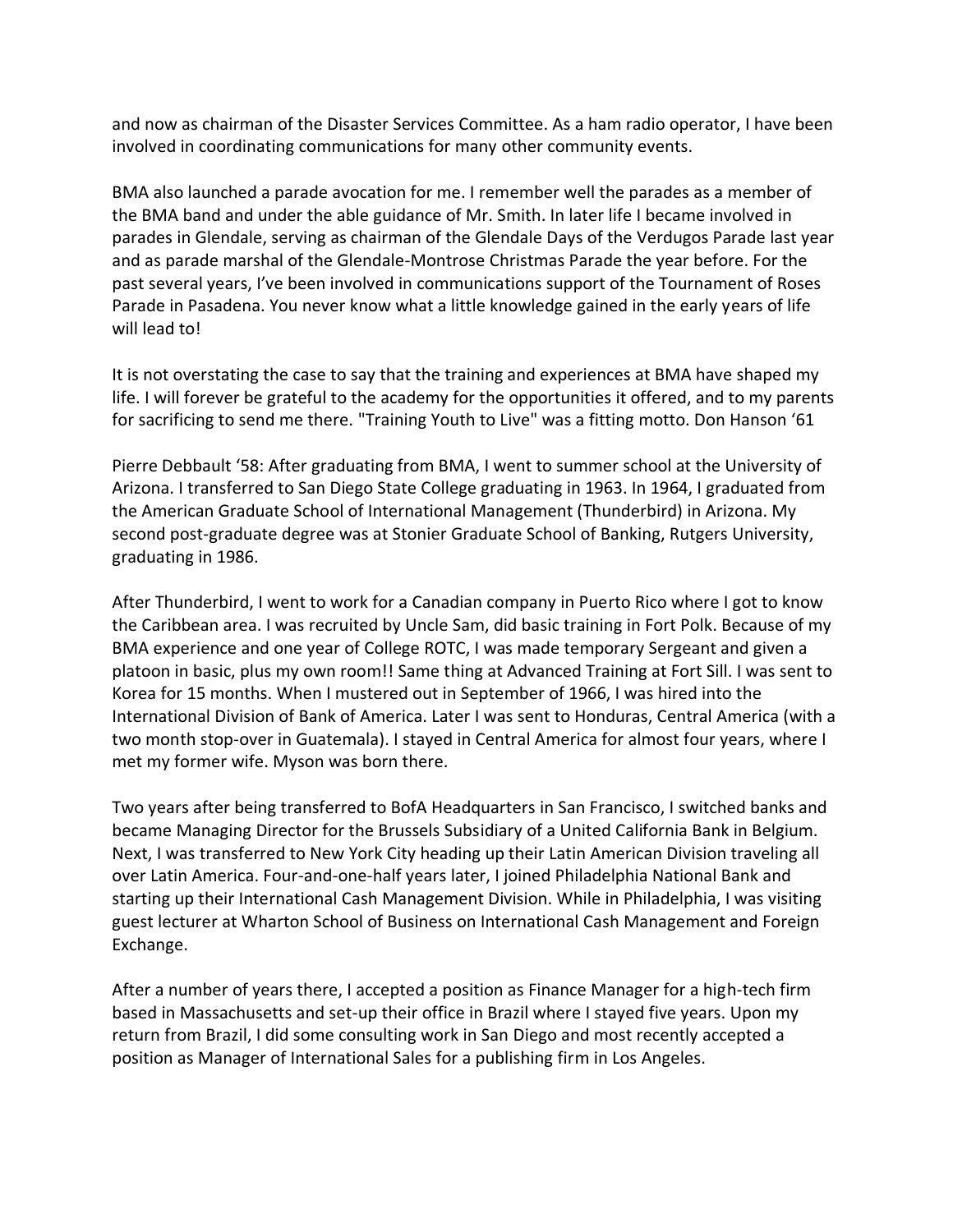and now as chairman of the Disaster Services Committee. As a ham radio operator, I have been involved in coordinating communications for many other community events.

BMA also launched a parade avocation for me. I remember well the parades as a member of the BMA band and under the able guidance of Mr. Smith. In later life I became involved in parades in Glendale, serving as chairman of the Glendale Days of the Verdugos Parade last year and as parade marshal of the Glendale-Montrose Christmas Parade the year before. For the past several years, I've been involved in communications support of the Tournament of Roses Parade in Pasadena. You never know what a little knowledge gained in the early years of life will lead to!

It is not overstating the case to say that the training and experiences at BMA have shaped my life. I will forever be grateful to the academy for the opportunities it offered, and to my parents for sacrificing to send me there. "Training Youth to Live" was a fitting motto. Don Hanson '61

Pierre Debbault '58: After graduating from BMA, I went to summer school at the University of Arizona. I transferred to San Diego State College graduating in 1963. In 1964, I graduated from the American Graduate School of International Management (Thunderbird) in Arizona. My second post-graduate degree was at Stonier Graduate School of Banking, Rutgers University, graduating in 1986.

After Thunderbird, I went to work for a Canadian company in Puerto Rico where I got to know the Caribbean area. I was recruited by Uncle Sam, did basic training in Fort Polk. Because of my BMA experience and one year of College ROTC, I was made temporary Sergeant and given a platoon in basic, plus my own room!! Same thing at Advanced Training at Fort Sill. I was sent to Korea for 15 months. When I mustered out in September of 1966, I was hired into the International Division of Bank of America. Later I was sent to Honduras, Central America (with a two month stop-over in Guatemala). I stayed in Central America for almost four years, where I met my former wife. Myson was born there.

Two years after being transferred to BofA Headquarters in San Francisco, I switched banks and became Managing Director for the Brussels Subsidiary of a United California Bank in Belgium. Next, I was transferred to New York City heading up their Latin American Division traveling all over Latin America. Four-and-one-half years later, I joined Philadelphia National Bank and starting up their International Cash Management Division. While in Philadelphia, I was visiting guest lecturer at Wharton School of Business on International Cash Management and Foreign Exchange.

After a number of years there, I accepted a position as Finance Manager for a high-tech firm based in Massachusetts and set-up their office in Brazil where I stayed five years. Upon my return from Brazil, I did some consulting work in San Diego and most recently accepted a position as Manager of International Sales for a publishing firm in Los Angeles.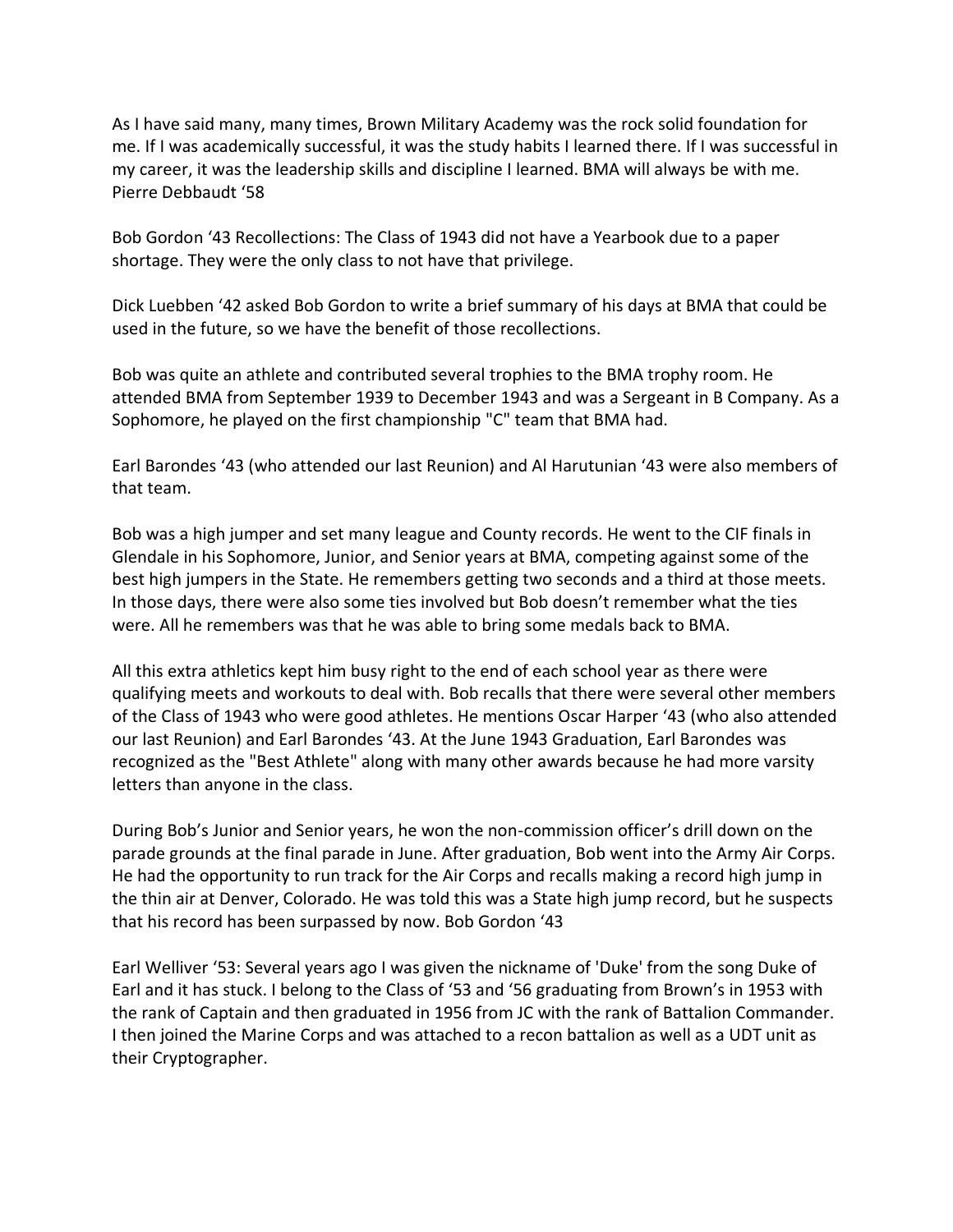As I have said many, many times, Brown Military Academy was the rock solid foundation for me. If I was academically successful, it was the study habits I learned there. If I was successful in my career, it was the leadership skills and discipline I learned. BMA will always be with me. Pierre Debbaudt '58

Bob Gordon '43 Recollections: The Class of 1943 did not have a Yearbook due to a paper shortage. They were the only class to not have that privilege.

Dick Luebben '42 asked Bob Gordon to write a brief summary of his days at BMA that could be used in the future, so we have the benefit of those recollections.

Bob was quite an athlete and contributed several trophies to the BMA trophy room. He attended BMA from September 1939 to December 1943 and was a Sergeant in B Company. As a Sophomore, he played on the first championship "C" team that BMA had.

Earl Barondes '43 (who attended our last Reunion) and Al Harutunian '43 were also members of that team.

Bob was a high jumper and set many league and County records. He went to the CIF finals in Glendale in his Sophomore, Junior, and Senior years at BMA, competing against some of the best high jumpers in the State. He remembers getting two seconds and a third at those meets. In those days, there were also some ties involved but Bob doesn't remember what the ties were. All he remembers was that he was able to bring some medals back to BMA.

All this extra athletics kept him busy right to the end of each school year as there were qualifying meets and workouts to deal with. Bob recalls that there were several other members of the Class of 1943 who were good athletes. He mentions Oscar Harper '43 (who also attended our last Reunion) and Earl Barondes '43. At the June 1943 Graduation, Earl Barondes was recognized as the "Best Athlete" along with many other awards because he had more varsity letters than anyone in the class.

During Bob's Junior and Senior years, he won the non-commission officer's drill down on the parade grounds at the final parade in June. After graduation, Bob went into the Army Air Corps. He had the opportunity to run track for the Air Corps and recalls making a record high jump in the thin air at Denver, Colorado. He was told this was a State high jump record, but he suspects that his record has been surpassed by now. Bob Gordon '43

Earl Welliver '53: Several years ago I was given the nickname of 'Duke' from the song Duke of Earl and it has stuck. I belong to the Class of '53 and '56 graduating from Brown's in 1953 with the rank of Captain and then graduated in 1956 from JC with the rank of Battalion Commander. I then joined the Marine Corps and was attached to a recon battalion as well as a UDT unit as their Cryptographer.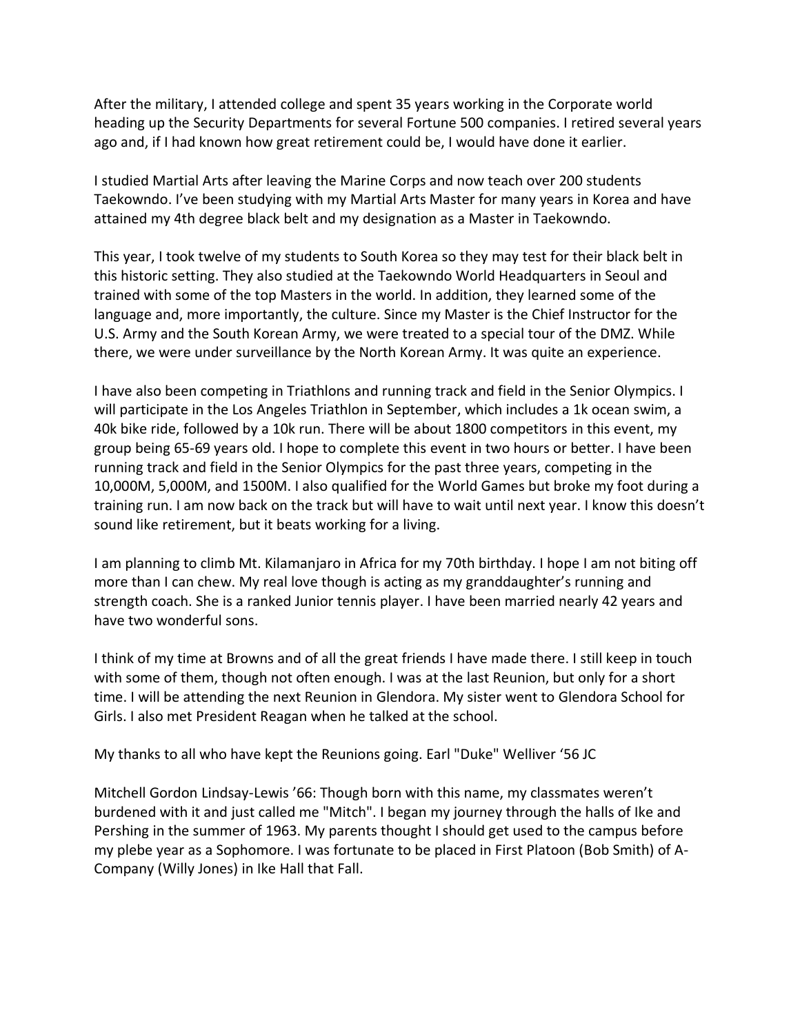After the military, I attended college and spent 35 years working in the Corporate world heading up the Security Departments for several Fortune 500 companies. I retired several years ago and, if I had known how great retirement could be, I would have done it earlier.

I studied Martial Arts after leaving the Marine Corps and now teach over 200 students Taekowndo. I've been studying with my Martial Arts Master for many years in Korea and have attained my 4th degree black belt and my designation as a Master in Taekowndo.

This year, I took twelve of my students to South Korea so they may test for their black belt in this historic setting. They also studied at the Taekowndo World Headquarters in Seoul and trained with some of the top Masters in the world. In addition, they learned some of the language and, more importantly, the culture. Since my Master is the Chief Instructor for the U.S. Army and the South Korean Army, we were treated to a special tour of the DMZ. While there, we were under surveillance by the North Korean Army. It was quite an experience.

I have also been competing in Triathlons and running track and field in the Senior Olympics. I will participate in the Los Angeles Triathlon in September, which includes a 1k ocean swim, a 40k bike ride, followed by a 10k run. There will be about 1800 competitors in this event, my group being 65-69 years old. I hope to complete this event in two hours or better. I have been running track and field in the Senior Olympics for the past three years, competing in the 10,000M, 5,000M, and 1500M. I also qualified for the World Games but broke my foot during a training run. I am now back on the track but will have to wait until next year. I know this doesn't sound like retirement, but it beats working for a living.

I am planning to climb Mt. Kilamanjaro in Africa for my 70th birthday. I hope I am not biting off more than I can chew. My real love though is acting as my granddaughter's running and strength coach. She is a ranked Junior tennis player. I have been married nearly 42 years and have two wonderful sons.

I think of my time at Browns and of all the great friends I have made there. I still keep in touch with some of them, though not often enough. I was at the last Reunion, but only for a short time. I will be attending the next Reunion in Glendora. My sister went to Glendora School for Girls. I also met President Reagan when he talked at the school.

My thanks to all who have kept the Reunions going. Earl "Duke" Welliver '56 JC

Mitchell Gordon Lindsay-Lewis '66: Though born with this name, my classmates weren't burdened with it and just called me "Mitch". I began my journey through the halls of Ike and Pershing in the summer of 1963. My parents thought I should get used to the campus before my plebe year as a Sophomore. I was fortunate to be placed in First Platoon (Bob Smith) of A-Company (Willy Jones) in Ike Hall that Fall.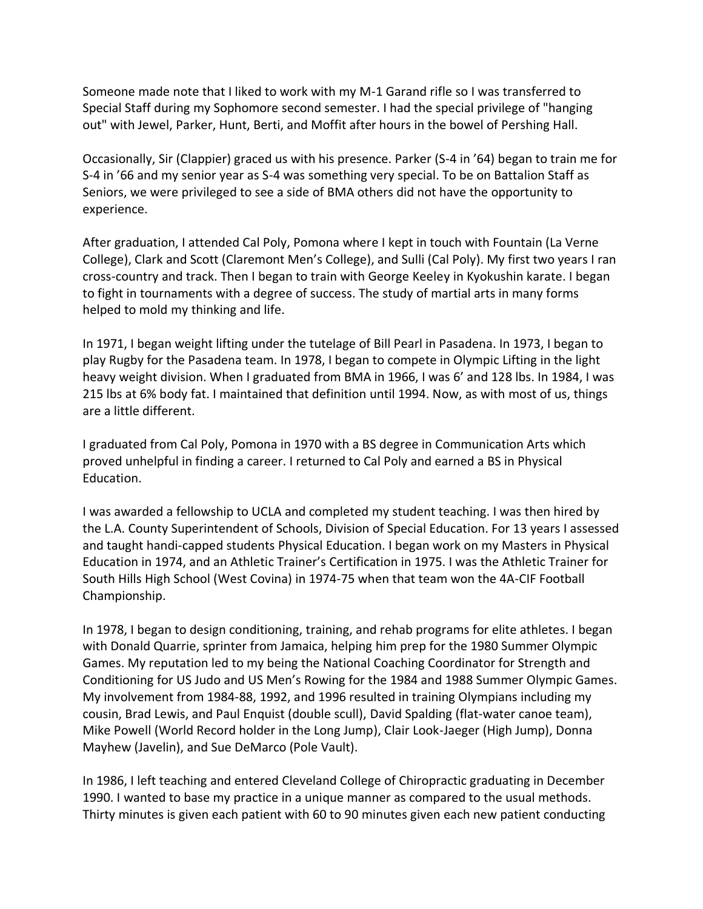Someone made note that I liked to work with my M-1 Garand rifle so I was transferred to Special Staff during my Sophomore second semester. I had the special privilege of "hanging out" with Jewel, Parker, Hunt, Berti, and Moffit after hours in the bowel of Pershing Hall.

Occasionally, Sir (Clappier) graced us with his presence. Parker (S-4 in '64) began to train me for S-4 in '66 and my senior year as S-4 was something very special. To be on Battalion Staff as Seniors, we were privileged to see a side of BMA others did not have the opportunity to experience.

After graduation, I attended Cal Poly, Pomona where I kept in touch with Fountain (La Verne College), Clark and Scott (Claremont Men's College), and Sulli (Cal Poly). My first two years I ran cross-country and track. Then I began to train with George Keeley in Kyokushin karate. I began to fight in tournaments with a degree of success. The study of martial arts in many forms helped to mold my thinking and life.

In 1971, I began weight lifting under the tutelage of Bill Pearl in Pasadena. In 1973, I began to play Rugby for the Pasadena team. In 1978, I began to compete in Olympic Lifting in the light heavy weight division. When I graduated from BMA in 1966, I was 6' and 128 lbs. In 1984, I was 215 lbs at 6% body fat. I maintained that definition until 1994. Now, as with most of us, things are a little different.

I graduated from Cal Poly, Pomona in 1970 with a BS degree in Communication Arts which proved unhelpful in finding a career. I returned to Cal Poly and earned a BS in Physical Education.

I was awarded a fellowship to UCLA and completed my student teaching. I was then hired by the L.A. County Superintendent of Schools, Division of Special Education. For 13 years I assessed and taught handi-capped students Physical Education. I began work on my Masters in Physical Education in 1974, and an Athletic Trainer's Certification in 1975. I was the Athletic Trainer for South Hills High School (West Covina) in 1974-75 when that team won the 4A-CIF Football Championship.

In 1978, I began to design conditioning, training, and rehab programs for elite athletes. I began with Donald Quarrie, sprinter from Jamaica, helping him prep for the 1980 Summer Olympic Games. My reputation led to my being the National Coaching Coordinator for Strength and Conditioning for US Judo and US Men's Rowing for the 1984 and 1988 Summer Olympic Games. My involvement from 1984-88, 1992, and 1996 resulted in training Olympians including my cousin, Brad Lewis, and Paul Enquist (double scull), David Spalding (flat-water canoe team), Mike Powell (World Record holder in the Long Jump), Clair Look-Jaeger (High Jump), Donna Mayhew (Javelin), and Sue DeMarco (Pole Vault).

In 1986, I left teaching and entered Cleveland College of Chiropractic graduating in December 1990. I wanted to base my practice in a unique manner as compared to the usual methods. Thirty minutes is given each patient with 60 to 90 minutes given each new patient conducting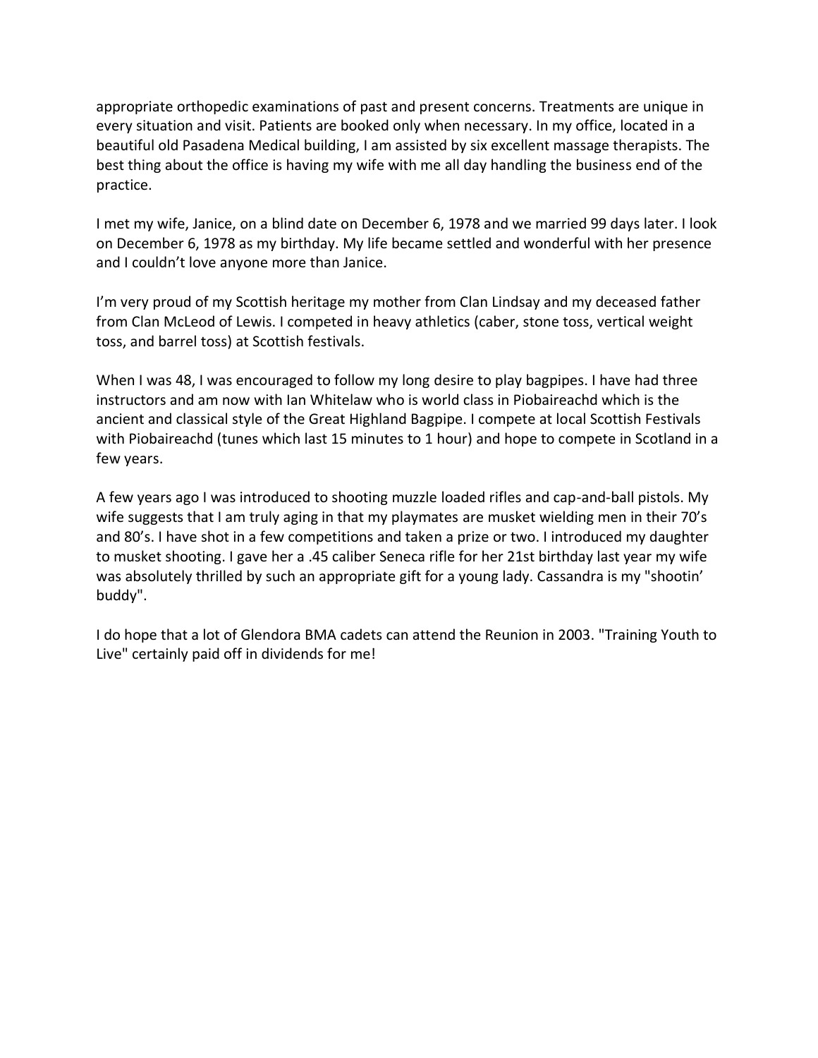appropriate orthopedic examinations of past and present concerns. Treatments are unique in every situation and visit. Patients are booked only when necessary. In my office, located in a beautiful old Pasadena Medical building, I am assisted by six excellent massage therapists. The best thing about the office is having my wife with me all day handling the business end of the practice.

I met my wife, Janice, on a blind date on December 6, 1978 and we married 99 days later. I look on December 6, 1978 as my birthday. My life became settled and wonderful with her presence and I couldn't love anyone more than Janice.

I'm very proud of my Scottish heritage my mother from Clan Lindsay and my deceased father from Clan McLeod of Lewis. I competed in heavy athletics (caber, stone toss, vertical weight toss, and barrel toss) at Scottish festivals.

When I was 48, I was encouraged to follow my long desire to play bagpipes. I have had three instructors and am now with Ian Whitelaw who is world class in Piobaireachd which is the ancient and classical style of the Great Highland Bagpipe. I compete at local Scottish Festivals with Piobaireachd (tunes which last 15 minutes to 1 hour) and hope to compete in Scotland in a few years.

A few years ago I was introduced to shooting muzzle loaded rifles and cap-and-ball pistols. My wife suggests that I am truly aging in that my playmates are musket wielding men in their 70's and 80's. I have shot in a few competitions and taken a prize or two. I introduced my daughter to musket shooting. I gave her a .45 caliber Seneca rifle for her 21st birthday last year my wife was absolutely thrilled by such an appropriate gift for a young lady. Cassandra is my "shootin' buddy".

I do hope that a lot of Glendora BMA cadets can attend the Reunion in 2003. "Training Youth to Live" certainly paid off in dividends for me!